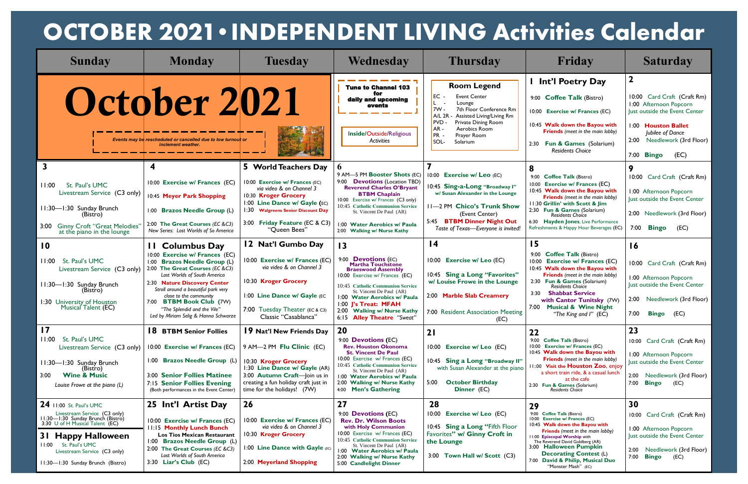# OCTOBER 2021 • INDEPENDENT LIVING Activities Calendar

| Sunday | Monday | Tuesday | Wednesday | Thursday | Friday | Saturday |
|---|---|---|---|---|---|---|
| **October 2021** *Events may be rescheduled or cancelled due to low turnout or inclement weather.* | | | **Tune to Channel 103 for daily and upcoming events**<br><br>Inside/Outside/Religious *Activities* | **Room Legend**<br>EC - Event Center<br>L - Lounge<br>7W - 7th Floor Conference Rm<br>A/L 2R - Assisted Living/Living Rm<br>PVD - Private Dining Room<br>AR - Aerobics Room<br>PR - Prayer Room<br>SOL- Solarium | **1 Int'l Poetry Day**<br>9:00 **Coffee Talk** (Bistro)<br>10:00 **Exercise w/ Frances** (EC)<br>10:45 **Walk down the Bayou with Friends** *(meet in the main lobby)*<br>2:30 **Fun & Games** (Solarium) *Residents Choice* | **2**<br>10:00 Card Craft (Craft Rm)<br>1:00 Afternoon Popcorn Just outside the Event Center<br>1:00 **Houston Ballet** *Jubilee of Dance*<br>2:00 Needlework (3rd Floor)<br>7:00 **Bingo** (EC) |
| **3**<br>11:00 St. Paul's UMC Livestream Service (C3 only)<br>11:30—1:30 Sunday Brunch (Bistro)<br>3:00 Ginny Croft "Great Melodies" at the piano in the lounge | **4**<br>10:00 **Exercise w/ Frances** (EC)<br>10:45 **Meyer Park Shopping**<br>1:00 **Brazos Needle Group** (L)<br>2:00 **The Great Courses** *(EC &C3)* *New Series: Lost Worlds of So America* | **5 World Teachers Day**<br>10:00 **Exercise w/ Frances** (EC) *via video & on Channel 3*<br>10:30 **Kroger Grocery**<br>1:00 **Line Dance w/ Gayle** (EC)<br>1:30 **Walgreens Senior Discount Day**<br>3:00 **Friday Feature** (EC & C3) "Queen Bees" | **6**<br>9 AM—5 PM **Booster Shots** (EC)<br>9:00 **Devotions** (Location TBD) **Reverend Charles O'Bryant BTBM Chaplain**<br>10:00 Exercise w/ Frances (C3 only)<br>10:45 **Catholic Communion Service** St. Vincent De Paul (AR)<br>1:00 **Water Aerobics w/ Paula**<br>2:00 **Walking w/ Nurse Kathy** | **7**<br>10:00 **Exercise w/ Leo** (EC)<br>10:45 **Sing-a-Long "Broadway I"** w/ Susan Alexander in the Lounge<br>11—2 PM **Chico's Trunk Show** (Event Center)<br>5:45 **BTBM Dinner Night Out** *Taste of Texas—Everyone is invited!* | **8**<br>9:00 **Coffee Talk** (Bistro)<br>10:00 **Exercise w/ Frances** (EC)<br>10:45 **Walk down the Bayou with Friends** *(meet in the main lobby)*<br>11:30 **Grillin' with Scott & Jim**<br>2:30 **Fun & Games** (Solarium) *Residents Choice*<br>6:30 **Hayden Jones**, Live Performance Refreshments & Happy Hour Beverages (EC) | **9**<br>10:00 Card Craft (Craft Rm)<br>1:00 Afternoon Popcorn Just outside the Event Center<br>2:00 Needlework (3rd Floor)<br>7:00 **Bingo** (EC) |
| **10**<br>11:00 St. Paul's UMC Livestream Service (C3 only)<br>11:30—1:30 Sunday Brunch (Bistro)<br>1:30 University of Houston Musical Talent (EC) | **11 Columbus Day**<br>10:00 **Exercise w/ Frances** (EC)<br>1:00 **Brazos Needle Group** (L)<br>2:00 **The Great Courses** *(EC &C3)* *Lost Worlds of South America*<br>2:30 **Nature Discovery Center** *Stroll around a beautiful park very close to the community*<br>7:00 **BTBM Book Club** (7W) *"The Splendid and the Vile" Led by Miriam Selig & Hanna Schwarze* | **12 Nat'l Gumbo Day**<br>10:00 **Exercise w/ Frances** (EC) *via video & on Channel 3*<br>10:30 **Kroger Grocery**<br>1:00 **Line Dance w/ Gayle** (EC)<br>7:00 Tuesday Theater (EC & C3) Classic "Casablanca" | **13**<br>9:00 **Devotions** (EC) **Martha Touchstone Braeswood Assembly**<br>10:00 Exercise w/ Frances (EC)<br>10:45 **Catholic Communion Service** St. Vincent De Paul (AR)<br>1:00 **Water Aerobics w/ Paula**<br>1:00 **J's Treat: MFAH**<br>2:00 **Walking w/ Nurse Kathy**<br>6:15 **Alley Theatre** *"Sweat"* | **14**<br>10:00 **Exercise w/ Leo** (EC)<br>10:45 **Sing a Long "Favorites" w/ Louise Frowe in the Lounge**<br>2:00 **Marble Slab Creamery**<br>7:00 Resident Association Meeting (EC) | **15**<br>9:00 **Coffee Talk** (Bistro)<br>10:00 **Exercise w/ Frances** (EC)<br>10:45 **Walk down the Bayou with Friends** *(meet in the main lobby)*<br>2:30 **Fun & Games** (Solarium) *Residents Choice*<br>3:30 **Shabbat Service with Cantor Tunitsky** (7W)<br>7:00 **Musical & Wine Night** *"The King and I"* (EC) | **16**<br>10:00 Card Craft (Craft Rm)<br>1:00 Afternoon Popcorn Just outside the Event Center<br>2:00 Needlework (3rd Floor)<br>7:00 **Bingo** (EC) |
| **17**<br>11:00 St. Paul's UMC Livestream Service (C3 only)<br>11:30—1:30 Sunday Brunch (Bistro)<br>3:00 **Wine & Music** *Louise Frowe at the piano (L)* | **18 BTBM Senior Follies**<br>10:00 **Exercise w/ Frances** (EC)<br>1:00 **Brazos Needle Group** (L)<br>3:00 **Senior Follies Matinee**<br>7:15 **Senior Follies Evening** (Both performances in the Event Center) | **19 Nat'l New Friends Day**<br>9 AM—2 PM **Flu Clinic** (EC)<br>10:30 **Kroger Grocery**<br>1:30 **Line Dance w/ Gayle** (AR)<br>3:00 **Autumn Craft**—Join us in creating a fun holiday craft just in time for the holidays! (7W) | **20**<br>9:00 **Devotions** (EC) **Rev. Houston Okonoma St. Vincent De Paul**<br>10:00 Exercise w/ Frances (EC)<br>10:45 **Catholic Communion Service** St. Vincent De Paul (AR)<br>1:00 **Water Aerobics w/ Paula**<br>2:00 **Walking w/ Nurse Kathy**<br>4:00 **Men's Gathering** | **21**<br>10:00 **Exercise w/ Leo** (EC)<br>10:45 **Sing a Long "Broadway II"** with Susan Alexander at the piano<br>5:00 **October Birthday Dinner** (EC) | **22**<br>9:00 **Coffee Talk** (Bistro)<br>10:00 **Exercise w/ Frances** (EC)<br>10:45 **Walk down the Bayou with Friends** *(meet in the main lobby)*<br>11::00 **Visit the Houston Zoo**, enjoy a short train ride, & a casual lunch at the cafe<br>2:30 **Fun & Games** (Solarium) *Residents Choice* | **23**<br>10:00 Card Craft (Craft Rm)<br>1:00 Afternoon Popcorn Just outside the Event Center<br>2:00 Needlework (3rd Floor)<br>7:00 **Bingo** (EC) |
| **24** 11:00 St. Paul's UMC Livestream Service (C3 only)<br>11:30—1:30 Sunday Brunch (Bistro)<br>3:30 U of H Musical Talent (EC)<br><br>**31 Happy Halloween**<br>11:00 St. Paul's UMC Livestream Service (C3 only)<br>11:30—1:30 Sunday Brunch (Bistro) | **25 Int'l Artist Day**<br>10:00 **Exercise w/ Frances** (EC)<br>11:15 **Monthly Lunch Bunch** **Los Tios Mexican Restaurant**<br>1:00 **Brazos Needle Group** (L)<br>2:00 **The Great Courses** *(EC &C3)* *Lost Worlds of South America*<br>3:30 **Liar's Club** (EC) | **26**<br>10:00 **Exercise w/ Frances** (EC) *via video & on Channel 3*<br>10:30 **Kroger Grocery**<br>1:00 **Line Dance with Gayle** (EC)<br>2:00 **Meyerland Shopping** | **27**<br>9:00 **Devotions** (EC) **Rev. Dr. Wilson Boots with Holy Communion**<br>10:00 Exercise w/ Frances (EC)<br>10:45 **Catholic Communion Service** St. Vincent De Paul (AR)<br>1:00 **Water Aerobics w/ Paula**<br>2:00 **Walking w/ Nurse Kathy**<br>5:00 **Candlelight Dinner** | **28**<br>10:00 **Exercise w/ Leo** (EC)<br>10:45 **Sing a Long "Fifth Floor Favorites" w/ Ginny Croft in the Lounge**<br>3:00 **Town Hall w/ Scott** (C3) | **29**<br>9:00 **Coffee Talk** (Bistro)<br>10:00 **Exercise w/ Frances** (EC)<br>10:45 **Walk down the Bayou with Friends** *(meet in the main lobby)*<br>11:00 **Episcopal Worship** with The Reverend David Goldberg (AR)<br>3:00 **Halloween Pumpkin Decorating Contest** (L)<br>7:00 **David & Philip, Musical Duo** "Monster Mash" (EC) | **30**<br>10:00 Card Craft (Craft Rm)<br>1:00 Afternoon Popcorn Just outside the Event Center<br>2:00 Needlework (3rd Floor)<br>7:00 **Bingo** (EC) |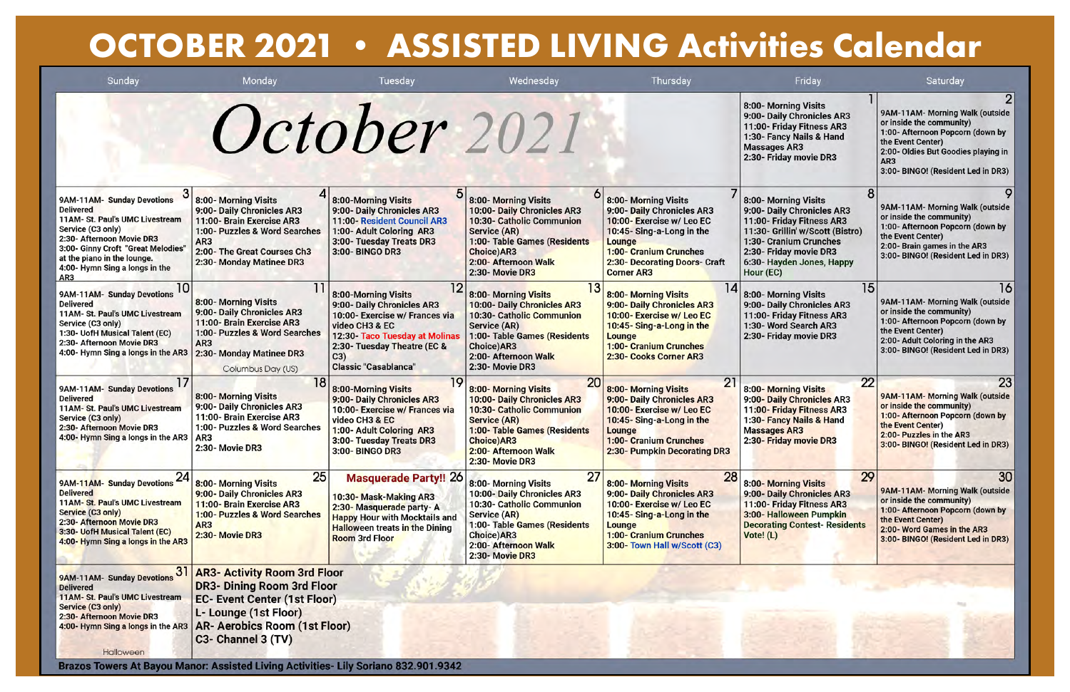# OCTOBER 2021 • ASSISTED LIVING Activities Calendar

*October 2021*

| Sunday | Monday | Tuesday | Wednesday | Thursday | Friday | Saturday |
|---|---|---|---|---|---|---|
| | | | | | **1**<br>8:00- Morning Visits<br>9:00- Daily Chronicles AR3<br>11:00- Friday Fitness AR3<br>1:30- Fancy Nails & Hand Massages AR3<br>2:30- Friday movie DR3 | **2**<br>9AM-11AM- Morning Walk (outside or inside the community)<br>1:00- Afternoon Popcorn (down by the Event Center)<br>2:00- Oldies But Goodies playing in AR3<br>3:00- BINGO! (Resident Led in DR3) |
| **3**<br>9AM-11AM- Sunday Devotions Delivered<br>11AM- St. Paul's UMC Livestream Service (C3 only)<br>2:30- Afternoon Movie DR3<br>3:00- Ginny Croft "Great Melodies" at the piano in the lounge.<br>4:00- Hymn Sing a longs in the AR3 | **4**<br>8:00- Morning Visits<br>9:00- Daily Chronicles AR3<br>11:00- Brain Exercise AR3<br>1:00- Puzzles & Word Searches AR3<br>2:00- The Great Courses Ch3<br>2:30- Monday Matinee DR3 | **5**<br>8:00-Morning Visits<br>9:00- Daily Chronicles AR3<br>11:00- Resident Council AR3<br>1:00- Adult Coloring AR3<br>3:00- Tuesday Treats DR3<br>3:00- BINGO DR3 | **6**<br>8:00- Morning Visits<br>10:00- Daily Chronicles AR3<br>10:30- Catholic Communion Service (AR)<br>1:00- Table Games (Residents Choice)AR3<br>2:00- Afternoon Walk<br>2:30- Movie DR3 | **7**<br>8:00- Morning Visits<br>9:00- Daily Chronicles AR3<br>10:00- Exercise w/ Leo EC<br>10:45- Sing-a-Long in the Lounge<br>1:00- Cranium Crunches<br>2:30- Decorating Doors- Craft Corner AR3 | **8**<br>8:00- Morning Visits<br>9:00- Daily Chronicles AR3<br>11:00- Friday Fitness AR3<br>11:30- Grillin' w/Scott (Bistro)<br>1:30- Cranium Crunches<br>2:30- Friday movie DR3<br>6:30- Hayden Jones, Happy Hour (EC) | **9**<br>9AM-11AM- Morning Walk (outside or inside the community)<br>1:00- Afternoon Popcorn (down by the Event Center)<br>2:00- Brain games in the AR3<br>3:00- BINGO! (Resident Led in DR3) |
| **10**<br>9AM-11AM- Sunday Devotions Delivered<br>11AM- St. Paul's UMC Livestream Service (C3 only)<br>1:30- UofH Musical Talent (EC)<br>2:30- Afternoon Movie DR3<br>4:00- Hymn Sing a longs in the AR3 | **11**<br>8:00- Morning Visits<br>9:00- Daily Chronicles AR3<br>11:00- Brain Exercise AR3<br>1:00- Puzzles & Word Searches AR3<br>2:30- Monday Matinee DR3<br>Columbus Day (US) | **12**<br>8:00-Morning Visits<br>9:00- Daily Chronicles AR3<br>10:00- Exercise w/ Frances via video CH3 & EC<br>12:30- Taco Tuesday at Molinas<br>2:30- Tuesday Theatre (EC & C3)<br>Classic "Casablanca" | **13**<br>8:00- Morning Visits<br>10:00- Daily Chronicles AR3<br>10:30- Catholic Communion Service (AR)<br>1:00- Table Games (Residents Choice)AR3<br>2:00- Afternoon Walk<br>2:30- Movie DR3 | **14**<br>8:00- Morning Visits<br>9:00- Daily Chronicles AR3<br>10:00- Exercise w/ Leo EC<br>10:45- Sing-a-Long in the Lounge<br>1:00- Cranium Crunches<br>2:30- Cooks Corner AR3 | **15**<br>8:00- Morning Visits<br>9:00- Daily Chronicles AR3<br>11:00- Friday Fitness AR3<br>1:30- Word Search AR3<br>2:30- Friday movie DR3 | **16**<br>9AM-11AM- Morning Walk (outside or inside the community)<br>1:00- Afternoon Popcorn (down by the Event Center)<br>2:00- Adult Coloring in the AR3<br>3:00- BINGO! (Resident Led in DR3) |
| **17**<br>9AM-11AM- Sunday Devotions Delivered<br>11AM- St. Paul's UMC Livestream Service (C3 only)<br>2:30- Afternoon Movie DR3<br>4:00- Hymn Sing a longs in the AR3 | **18**<br>8:00- Morning Visits<br>9:00- Daily Chronicles AR3<br>11:00- Brain Exercise AR3<br>1:00- Puzzles & Word Searches AR3<br>2:30- Movie DR3 | **19**<br>8:00-Morning Visits<br>9:00- Daily Chronicles AR3<br>10:00- Exercise w/ Frances via video CH3 & EC<br>1:00- Adult Coloring AR3<br>3:00- Tuesday Treats DR3<br>3:00- BINGO DR3 | **20**<br>8:00- Morning Visits<br>10:00- Daily Chronicles AR3<br>10:30- Catholic Communion Service (AR)<br>1:00- Table Games (Residents Choice)AR3<br>2:00- Afternoon Walk<br>2:30- Movie DR3 | **21**<br>8:00- Morning Visits<br>9:00- Daily Chronicles AR3<br>10:00- Exercise w/ Leo EC<br>10:45- Sing-a-Long in the Lounge<br>1:00- Cranium Crunches<br>2:30- Pumpkin Decorating DR3 | **22**<br>8:00- Morning Visits<br>9:00- Daily Chronicles AR3<br>11:00- Friday Fitness AR3<br>1:30- Fancy Nails & Hand Massages AR3<br>2:30- Friday movie DR3 | **23**<br>9AM-11AM- Morning Walk (outside or inside the community)<br>1:00- Afternoon Popcorn (down by the Event Center)<br>2:00- Puzzles in the AR3<br>3:00- BINGO! (Resident Led in DR3) |
| **24**<br>9AM-11AM- Sunday Devotions Delivered<br>11AM- St. Paul's UMC Livestream Service (C3 only)<br>2:30- Afternoon Movie DR3<br>3:30- UofH Musical Talent (EC)<br>4:00- Hymn Sing a longs in the AR3 | **25**<br>8:00- Morning Visits<br>9:00- Daily Chronicles AR3<br>11:00- Brain Exercise AR3<br>1:00- Puzzles & Word Searches AR3<br>2:30- Movie DR3 | **26**<br>**Masquerade Party!!**<br>10:30- Mask-Making AR3<br>2:30- Masquerade party- A Happy Hour with Mocktails and Halloween treats in the Dining Room 3rd Floor | **27**<br>8:00- Morning Visits<br>10:00- Daily Chronicles AR3<br>10:30- Catholic Communion Service (AR)<br>1:00- Table Games (Residents Choice)AR3<br>2:00- Afternoon Walk<br>2:30- Movie DR3 | **28**<br>8:00- Morning Visits<br>9:00- Daily Chronicles AR3<br>10:00- Exercise w/ Leo EC<br>10:45- Sing-a-Long in the Lounge<br>1:00- Cranium Crunches<br>3:00- Town Hall w/Scott (C3) | **29**<br>8:00- Morning Visits<br>9:00- Daily Chronicles AR3<br>11:00- Friday Fitness AR3<br>3:00- Halloween Pumpkin Decorating Contest- Residents Vote! (L) | **30**<br>9AM-11AM- Morning Walk (outside or inside the community)<br>1:00- Afternoon Popcorn (down by the Event Center)<br>2:00- Word Games in the AR3<br>3:00- BINGO! (Resident Led in DR3) |
| **31**<br>9AM-11AM- Sunday Devotions Delivered<br>11AM- St. Paul's UMC Livestream Service (C3 only)<br>2:30- Afternoon Movie DR3<br>4:00- Hymn Sing a longs in the AR3<br>Halloween | | | | | | |

**AR3- Activity Room 3rd Floor**
**DR3- Dining Room 3rd Floor**
**EC- Event Center (1st Floor)**
**L- Lounge (1st Floor)**
**AR- Aerobics Room (1st Floor)**
**C3- Channel 3 (TV)**

**Brazos Towers At Bayou Manor: Assisted Living Activities- Lily Soriano 832.901.9342**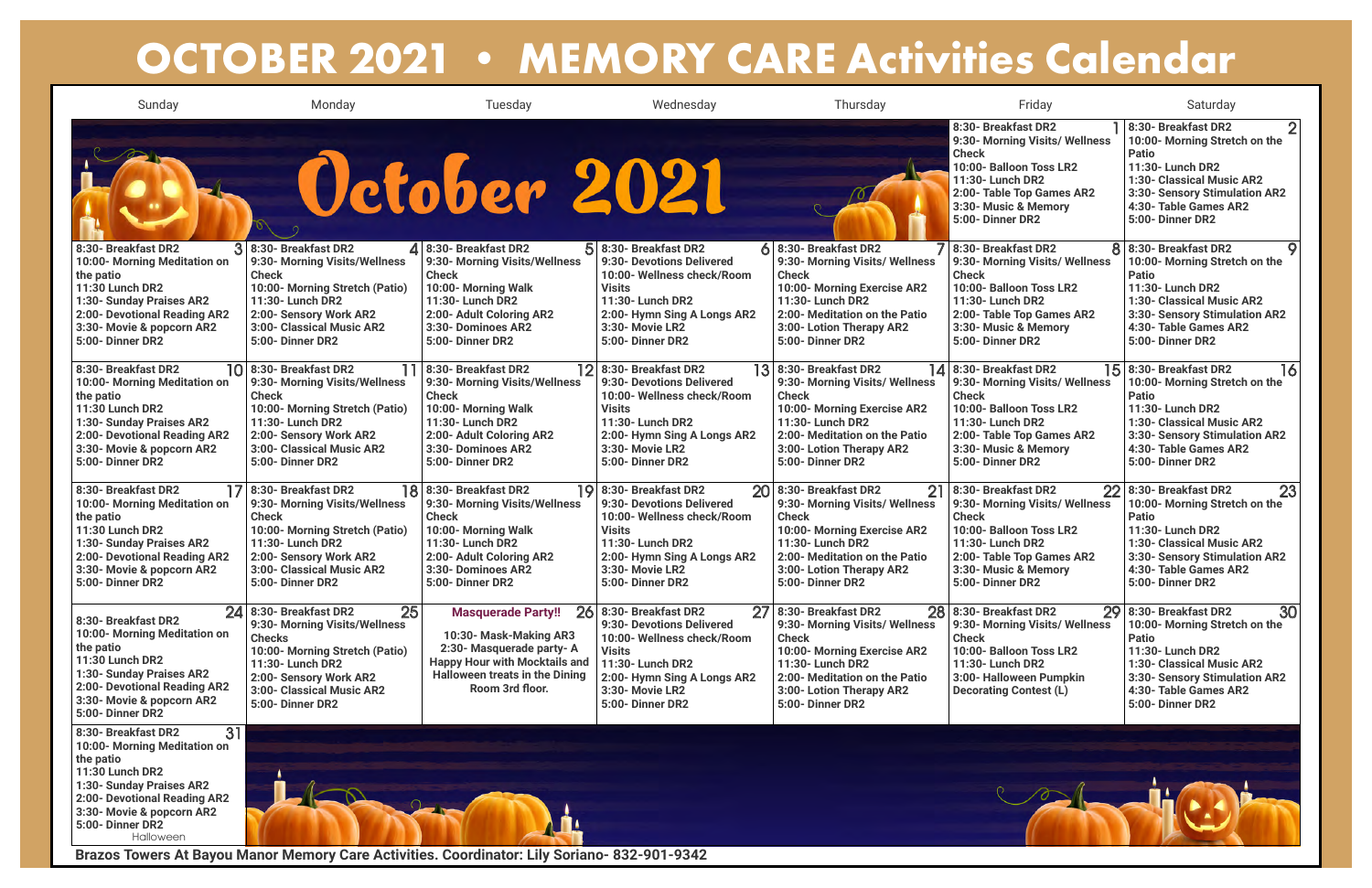# OCTOBER 2021 • MEMORY CARE Activities Calendar

| Sunday | Monday | Tuesday | Wednesday | Thursday | Friday | Saturday |
|---|---|---|---|---|---|---|
| October 2021 | | | | | **1** 8:30- Breakfast DR2<br>9:30- Morning Visits/ Wellness Check<br>10:00- Balloon Toss LR2<br>11:30- Lunch DR2<br>2:00- Table Top Games AR2<br>3:30- Music & Memory<br>5:00- Dinner DR2 | **2** 8:30- Breakfast DR2<br>10:00- Morning Stretch on the Patio<br>11:30- Lunch DR2<br>1:30- Classical Music AR2<br>3:30- Sensory Stimulation AR2<br>4:30- Table Games AR2<br>5:00- Dinner DR2 |
| **3** 8:30- Breakfast DR2<br>10:00- Morning Meditation on the patio<br>11:30 Lunch DR2<br>1:30- Sunday Praises AR2<br>2:00- Devotional Reading AR2<br>3:30- Movie & popcorn AR2<br>5:00- Dinner DR2 | **4** 8:30- Breakfast DR2<br>9:30- Morning Visits/Wellness Check<br>10:00- Morning Stretch (Patio)<br>11:30- Lunch DR2<br>2:00- Sensory Work AR2<br>3:00- Classical Music AR2<br>5:00- Dinner DR2 | **5** 8:30- Breakfast DR2<br>9:30- Morning Visits/Wellness Check<br>10:00- Morning Walk<br>11:30- Lunch DR2<br>2:00- Adult Coloring AR2<br>3:30- Dominoes AR2<br>5:00- Dinner DR2 | **6** 8:30- Breakfast DR2<br>9:30- Devotions Delivered<br>10:00- Wellness check/Room Visits<br>11:30- Lunch DR2<br>2:00- Hymn Sing A Longs AR2<br>3:30- Movie LR2<br>5:00- Dinner DR2 | **7** 8:30- Breakfast DR2<br>9:30- Morning Visits/ Wellness Check<br>10:00- Morning Exercise AR2<br>11:30- Lunch DR2<br>2:00- Meditation on the Patio<br>3:00- Lotion Therapy AR2<br>5:00- Dinner DR2 | **8** 8:30- Breakfast DR2<br>9:30- Morning Visits/ Wellness Check<br>10:00- Balloon Toss LR2<br>11:30- Lunch DR2<br>2:00- Table Top Games AR2<br>3:30- Music & Memory<br>5:00- Dinner DR2 | **9** 8:30- Breakfast DR2<br>10:00- Morning Stretch on the Patio<br>11:30- Lunch DR2<br>1:30- Classical Music AR2<br>3:30- Sensory Stimulation AR2<br>4:30- Table Games AR2<br>5:00- Dinner DR2 |
| **10** 8:30- Breakfast DR2<br>10:00- Morning Meditation on the patio<br>11:30 Lunch DR2<br>1:30- Sunday Praises AR2<br>2:00- Devotional Reading AR2<br>3:30- Movie & popcorn AR2<br>5:00- Dinner DR2 | **11** 8:30- Breakfast DR2<br>9:30- Morning Visits/Wellness Check<br>10:00- Morning Stretch (Patio)<br>11:30- Lunch DR2<br>2:00- Sensory Work AR2<br>3:00- Classical Music AR2<br>5:00- Dinner DR2 | **12** 8:30- Breakfast DR2<br>9:30- Morning Visits/Wellness Check<br>10:00- Morning Walk<br>11:30- Lunch DR2<br>2:00- Adult Coloring AR2<br>3:30- Dominoes AR2<br>5:00- Dinner DR2 | **13** 8:30- Breakfast DR2<br>9:30- Devotions Delivered<br>10:00- Wellness check/Room Visits<br>11:30- Lunch DR2<br>2:00- Hymn Sing A Longs AR2<br>3:30- Movie LR2<br>5:00- Dinner DR2 | **14** 8:30- Breakfast DR2<br>9:30- Morning Visits/ Wellness Check<br>10:00- Morning Exercise AR2<br>11:30- Lunch DR2<br>2:00- Meditation on the Patio<br>3:00- Lotion Therapy AR2<br>5:00- Dinner DR2 | **15** 8:30- Breakfast DR2<br>9:30- Morning Visits/ Wellness Check<br>10:00- Balloon Toss LR2<br>11:30- Lunch DR2<br>2:00- Table Top Games AR2<br>3:30- Music & Memory<br>5:00- Dinner DR2 | **16** 8:30- Breakfast DR2<br>10:00- Morning Stretch on the Patio<br>11:30- Lunch DR2<br>1:30- Classical Music AR2<br>3:30- Sensory Stimulation AR2<br>4:30- Table Games AR2<br>5:00- Dinner DR2 |
| **17** 8:30- Breakfast DR2<br>10:00- Morning Meditation on the patio<br>11:30 Lunch DR2<br>1:30- Sunday Praises AR2<br>2:00- Devotional Reading AR2<br>3:30- Movie & popcorn AR2<br>5:00- Dinner DR2 | **18** 8:30- Breakfast DR2<br>9:30- Morning Visits/Wellness Check<br>10:00- Morning Stretch (Patio)<br>11:30- Lunch DR2<br>2:00- Sensory Work AR2<br>3:00- Classical Music AR2<br>5:00- Dinner DR2 | **19** 8:30- Breakfast DR2<br>9:30- Morning Visits/Wellness Check<br>10:00- Morning Walk<br>11:30- Lunch DR2<br>2:00- Adult Coloring AR2<br>3:30- Dominoes AR2<br>5:00- Dinner DR2 | **20** 8:30- Breakfast DR2<br>9:30- Devotions Delivered<br>10:00- Wellness check/Room Visits<br>11:30- Lunch DR2<br>2:00- Hymn Sing A Longs AR2<br>3:30- Movie LR2<br>5:00- Dinner DR2 | **21** 8:30- Breakfast DR2<br>9:30- Morning Visits/ Wellness Check<br>10:00- Morning Exercise AR2<br>11:30- Lunch DR2<br>2:00- Meditation on the Patio<br>3:00- Lotion Therapy AR2<br>5:00- Dinner DR2 | **22** 8:30- Breakfast DR2<br>9:30- Morning Visits/ Wellness Check<br>10:00- Balloon Toss LR2<br>11:30- Lunch DR2<br>2:00- Table Top Games AR2<br>3:30- Music & Memory<br>5:00- Dinner DR2 | **23** 8:30- Breakfast DR2<br>10:00- Morning Stretch on the Patio<br>11:30- Lunch DR2<br>1:30- Classical Music AR2<br>3:30- Sensory Stimulation AR2<br>4:30- Table Games AR2<br>5:00- Dinner DR2 |
| **24** 8:30- Breakfast DR2<br>10:00- Morning Meditation on the patio<br>11:30 Lunch DR2<br>1:30- Sunday Praises AR2<br>2:00- Devotional Reading AR2<br>3:30- Movie & popcorn AR2<br>5:00- Dinner DR2 | **25** 8:30- Breakfast DR2<br>9:30- Morning Visits/Wellness Checks<br>10:00- Morning Stretch (Patio)<br>11:30- Lunch DR2<br>2:00- Sensory Work AR2<br>3:00- Classical Music AR2<br>5:00- Dinner DR2 | **26** Masquerade Party!!<br>10:30- Mask-Making AR3<br>2:30- Masquerade party- A Happy Hour with Mocktails and Halloween treats in the Dining Room 3rd floor. | **27** 8:30- Breakfast DR2<br>9:30- Devotions Delivered<br>10:00- Wellness check/Room Visits<br>11:30- Lunch DR2<br>2:00- Hymn Sing A Longs AR2<br>3:30- Movie LR2<br>5:00- Dinner DR2 | **28** 8:30- Breakfast DR2<br>9:30- Morning Visits/ Wellness Check<br>10:00- Morning Exercise AR2<br>11:30- Lunch DR2<br>2:00- Meditation on the Patio<br>3:00- Lotion Therapy AR2<br>5:00- Dinner DR2 | **29** 8:30- Breakfast DR2<br>9:30- Morning Visits/ Wellness Check<br>10:00- Balloon Toss LR2<br>11:30- Lunch DR2<br>3:00- Halloween Pumpkin Decorating Contest (L) | **30** 8:30- Breakfast DR2<br>10:00- Morning Stretch on the Patio<br>11:30- Lunch DR2<br>1:30- Classical Music AR2<br>3:30- Sensory Stimulation AR2<br>4:30- Table Games AR2<br>5:00- Dinner DR2 |
| **31** 8:30- Breakfast DR2<br>10:00- Morning Meditation on the patio<br>11:30 Lunch DR2<br>1:30- Sunday Praises AR2<br>2:00- Devotional Reading AR2<br>3:30- Movie & popcorn AR2<br>5:00- Dinner DR2<br>Halloween | | | | | | |

**Brazos Towers At Bayou Manor Memory Care Activities. Coordinator: Lily Soriano- 832-901-9342**